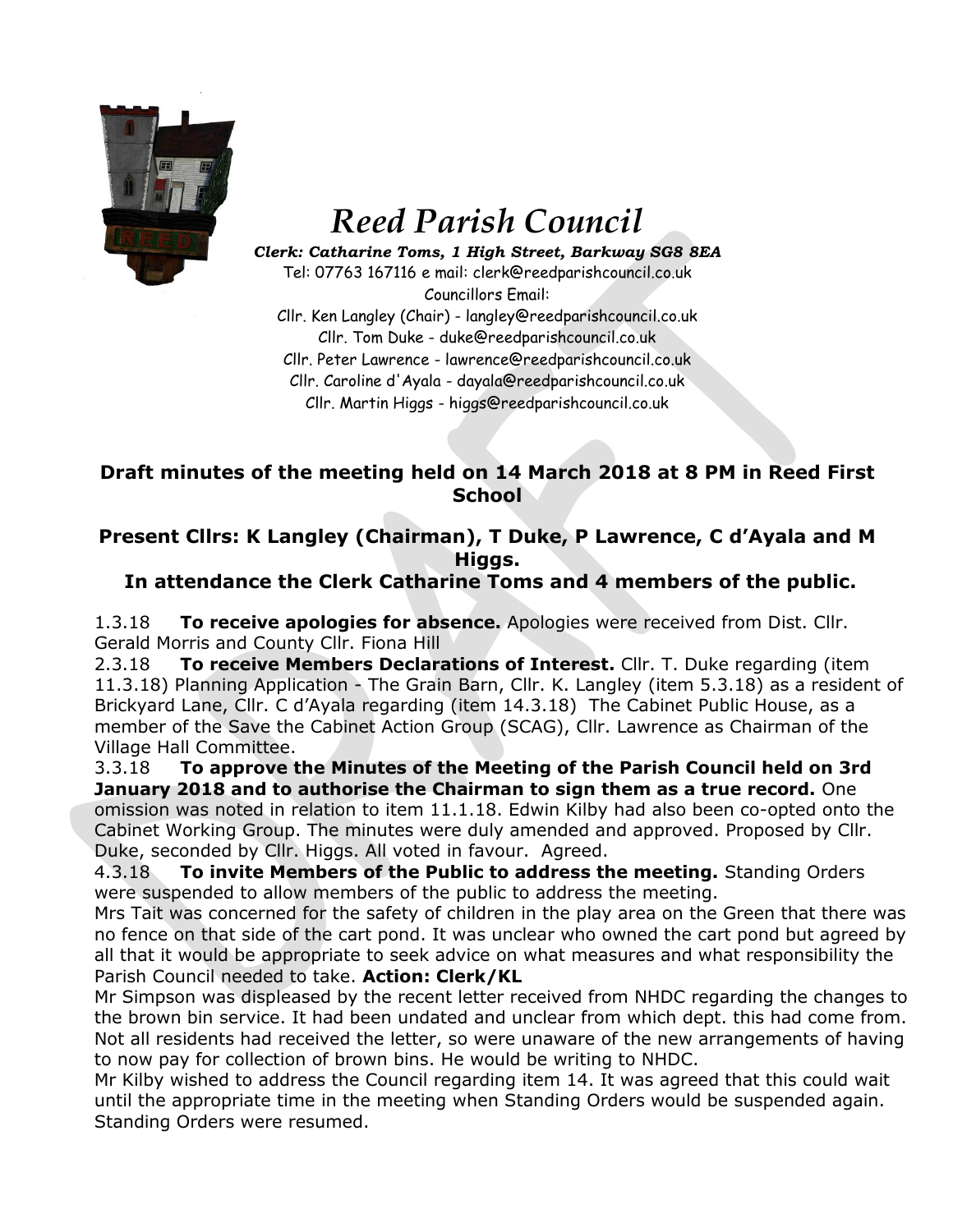# Reed Parish Council

***Clerk: Catharine Toms, 1 High Street, Barkway SG8 8EA***

Tel: 07763 167116 e mail: clerk@reedparishcouncil.co.uk

Councillors Email:

Cllr. Ken Langley (Chair) - langley@reedparishcouncil.co.uk

Cllr. Tom Duke - duke@reedparishcouncil.co.uk

Cllr. Peter Lawrence - lawrence@reedparishcouncil.co.uk

Cllr. Caroline d'Ayala - dayala@reedparishcouncil.co.uk

Cllr. Martin Higgs - higgs@reedparishcouncil.co.uk

## Draft minutes of the meeting held on 14 March 2018 at 8 PM in Reed First School

### Present Cllrs: K Langley (Chairman), T Duke, P Lawrence, C d'Ayala and M Higgs.

### In attendance the Clerk Catharine Toms and 4 members of the public.

1.3.18 **To receive apologies for absence.** Apologies were received from Dist. Cllr. Gerald Morris and County Cllr. Fiona Hill

2.3.18 **To receive Members Declarations of Interest.** Cllr. T. Duke regarding (item 11.3.18) Planning Application - The Grain Barn, Cllr. K. Langley (item 5.3.18) as a resident of Brickyard Lane, Cllr. C d'Ayala regarding (item 14.3.18) The Cabinet Public House, as a member of the Save the Cabinet Action Group (SCAG), Cllr. Lawrence as Chairman of the Village Hall Committee.

3.3.18 **To approve the Minutes of the Meeting of the Parish Council held on 3rd January 2018 and to authorise the Chairman to sign them as a true record.** One omission was noted in relation to item 11.1.18. Edwin Kilby had also been co-opted onto the Cabinet Working Group. The minutes were duly amended and approved. Proposed by Cllr. Duke, seconded by Cllr. Higgs. All voted in favour. Agreed.

4.3.18 **To invite Members of the Public to address the meeting.** Standing Orders were suspended to allow members of the public to address the meeting.

Mrs Tait was concerned for the safety of children in the play area on the Green that there was no fence on that side of the cart pond. It was unclear who owned the cart pond but agreed by all that it would be appropriate to seek advice on what measures and what responsibility the Parish Council needed to take. **Action: Clerk/KL**

Mr Simpson was displeased by the recent letter received from NHDC regarding the changes to the brown bin service. It had been undated and unclear from which dept. this had come from. Not all residents had received the letter, so were unaware of the new arrangements of having to now pay for collection of brown bins. He would be writing to NHDC.

Mr Kilby wished to address the Council regarding item 14. It was agreed that this could wait until the appropriate time in the meeting when Standing Orders would be suspended again. Standing Orders were resumed.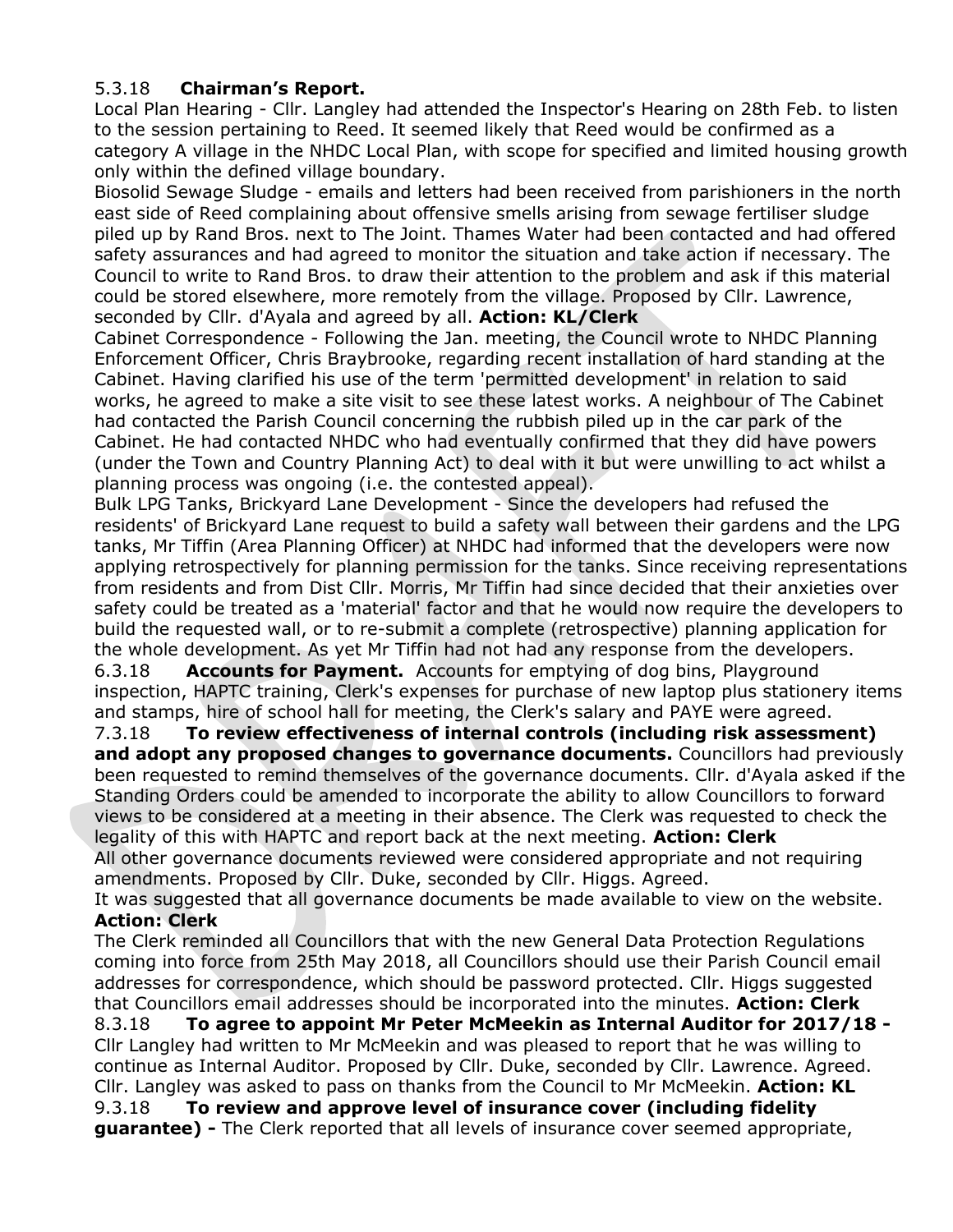**5.3.18 Chairman's Report.**

Local Plan Hearing - Cllr. Langley had attended the Inspector's Hearing on 28th Feb. to listen to the session pertaining to Reed. It seemed likely that Reed would be confirmed as a category A village in the NHDC Local Plan, with scope for specified and limited housing growth only within the defined village boundary.

Biosolid Sewage Sludge - emails and letters had been received from parishioners in the north east side of Reed complaining about offensive smells arising from sewage fertiliser sludge piled up by Rand Bros. next to The Joint. Thames Water had been contacted and had offered safety assurances and had agreed to monitor the situation and take action if necessary. The Council to write to Rand Bros. to draw their attention to the problem and ask if this material could be stored elsewhere, more remotely from the village. Proposed by Cllr. Lawrence, seconded by Cllr. d'Ayala and agreed by all. **Action: KL/Clerk**

Cabinet Correspondence - Following the Jan. meeting, the Council wrote to NHDC Planning Enforcement Officer, Chris Braybrooke, regarding recent installation of hard standing at the Cabinet. Having clarified his use of the term 'permitted development' in relation to said works, he agreed to make a site visit to see these latest works. A neighbour of The Cabinet had contacted the Parish Council concerning the rubbish piled up in the car park of the Cabinet. He had contacted NHDC who had eventually confirmed that they did have powers (under the Town and Country Planning Act) to deal with it but were unwilling to act whilst a planning process was ongoing (i.e. the contested appeal).

Bulk LPG Tanks, Brickyard Lane Development - Since the developers had refused the residents' of Brickyard Lane request to build a safety wall between their gardens and the LPG tanks, Mr Tiffin (Area Planning Officer) at NHDC had informed that the developers were now applying retrospectively for planning permission for the tanks. Since receiving representations from residents and from Dist Cllr. Morris, Mr Tiffin had since decided that their anxieties over safety could be treated as a 'material' factor and that he would now require the developers to build the requested wall, or to re-submit a complete (retrospective) planning application for the whole development. As yet Mr Tiffin had not had any response from the developers.

**6.3.18 Accounts for Payment.** Accounts for emptying of dog bins, Playground inspection, HAPTC training, Clerk's expenses for purchase of new laptop plus stationery items and stamps, hire of school hall for meeting, the Clerk's salary and PAYE were agreed.

**7.3.18 To review effectiveness of internal controls (including risk assessment) and adopt any proposed changes to governance documents.** Councillors had previously been requested to remind themselves of the governance documents. Cllr. d'Ayala asked if the Standing Orders could be amended to incorporate the ability to allow Councillors to forward views to be considered at a meeting in their absence. The Clerk was requested to check the legality of this with HAPTC and report back at the next meeting. **Action: Clerk**

All other governance documents reviewed were considered appropriate and not requiring amendments. Proposed by Cllr. Duke, seconded by Cllr. Higgs. Agreed.

It was suggested that all governance documents be made available to view on the website. **Action: Clerk**

The Clerk reminded all Councillors that with the new General Data Protection Regulations coming into force from 25th May 2018, all Councillors should use their Parish Council email addresses for correspondence, which should be password protected. Cllr. Higgs suggested that Councillors email addresses should be incorporated into the minutes. **Action: Clerk**

**8.3.18 To agree to appoint Mr Peter McMeekin as Internal Auditor for 2017/18 -** Cllr Langley had written to Mr McMeekin and was pleased to report that he was willing to continue as Internal Auditor. Proposed by Cllr. Duke, seconded by Cllr. Lawrence. Agreed. Cllr. Langley was asked to pass on thanks from the Council to Mr McMeekin. **Action: KL**

**9.3.18 To review and approve level of insurance cover (including fidelity guarantee) -** The Clerk reported that all levels of insurance cover seemed appropriate,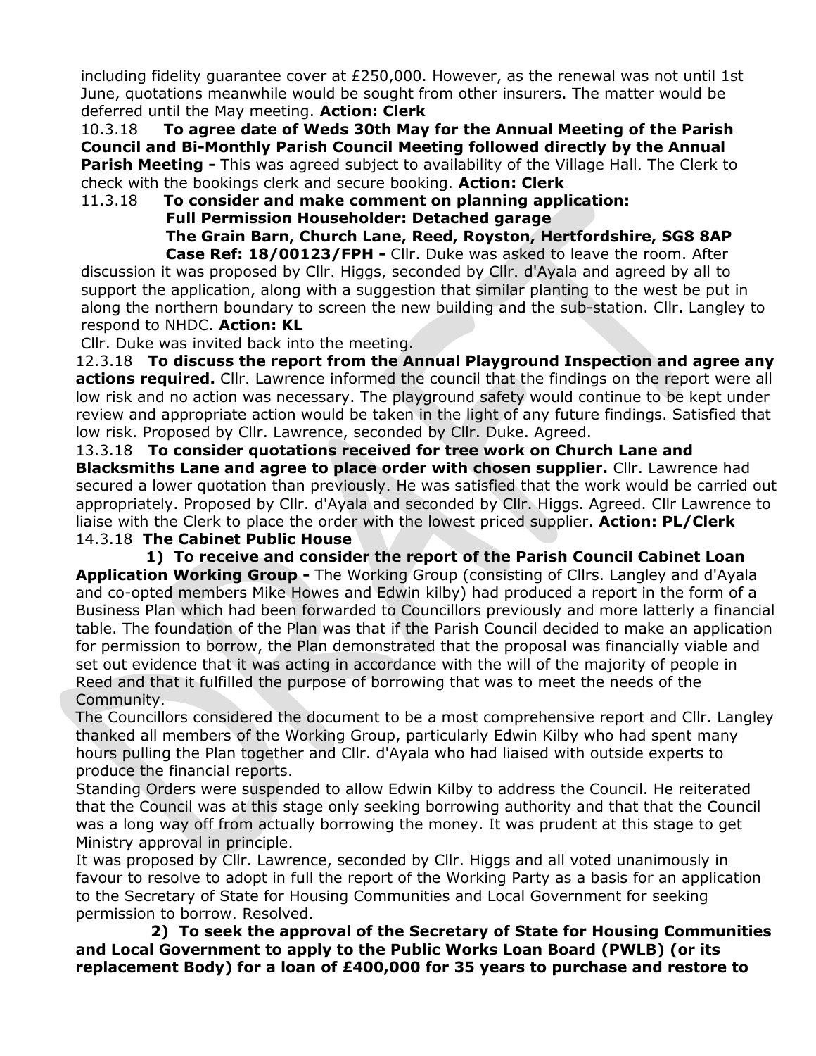including fidelity guarantee cover at £250,000. However, as the renewal was not until 1st June, quotations meanwhile would be sought from other insurers. The matter would be deferred until the May meeting. **Action: Clerk**

10.3.18 **To agree date of Weds 30th May for the Annual Meeting of the Parish Council and Bi-Monthly Parish Council Meeting followed directly by the Annual Parish Meeting -** This was agreed subject to availability of the Village Hall. The Clerk to check with the bookings clerk and secure booking. **Action: Clerk**

11.3.18 **To consider and make comment on planning application:**
**Full Permission Householder: Detached garage**
**The Grain Barn, Church Lane, Reed, Royston, Hertfordshire, SG8 8AP**
**Case Ref: 18/00123/FPH -** Cllr. Duke was asked to leave the room. After discussion it was proposed by Cllr. Higgs, seconded by Cllr. d'Ayala and agreed by all to support the application, along with a suggestion that similar planting to the west be put in along the northern boundary to screen the new building and the sub-station. Cllr. Langley to respond to NHDC. **Action: KL**

Cllr. Duke was invited back into the meeting.

12.3.18 **To discuss the report from the Annual Playground Inspection and agree any actions required.** Cllr. Lawrence informed the council that the findings on the report were all low risk and no action was necessary. The playground safety would continue to be kept under review and appropriate action would be taken in the light of any future findings. Satisfied that low risk. Proposed by Cllr. Lawrence, seconded by Cllr. Duke. Agreed.

13.3.18 **To consider quotations received for tree work on Church Lane and Blacksmiths Lane and agree to place order with chosen supplier.** Cllr. Lawrence had secured a lower quotation than previously. He was satisfied that the work would be carried out appropriately. Proposed by Cllr. d'Ayala and seconded by Cllr. Higgs. Agreed. Cllr Lawrence to liaise with the Clerk to place the order with the lowest priced supplier. **Action: PL/Clerk**

14.3.18 **The Cabinet Public House**

**1) To receive and consider the report of the Parish Council Cabinet Loan Application Working Group -** The Working Group (consisting of Cllrs. Langley and d'Ayala and co-opted members Mike Howes and Edwin kilby) had produced a report in the form of a Business Plan which had been forwarded to Councillors previously and more latterly a financial table. The foundation of the Plan was that if the Parish Council decided to make an application for permission to borrow, the Plan demonstrated that the proposal was financially viable and set out evidence that it was acting in accordance with the will of the majority of people in Reed and that it fulfilled the purpose of borrowing that was to meet the needs of the Community.

The Councillors considered the document to be a most comprehensive report and Cllr. Langley thanked all members of the Working Group, particularly Edwin Kilby who had spent many hours pulling the Plan together and Cllr. d'Ayala who had liaised with outside experts to produce the financial reports.

Standing Orders were suspended to allow Edwin Kilby to address the Council. He reiterated that the Council was at this stage only seeking borrowing authority and that that the Council was a long way off from actually borrowing the money. It was prudent at this stage to get Ministry approval in principle.

It was proposed by Cllr. Lawrence, seconded by Cllr. Higgs and all voted unanimously in favour to resolve to adopt in full the report of the Working Party as a basis for an application to the Secretary of State for Housing Communities and Local Government for seeking permission to borrow. Resolved.

**2) To seek the approval of the Secretary of State for Housing Communities and Local Government to apply to the Public Works Loan Board (PWLB) (or its replacement Body) for a loan of £400,000 for 35 years to purchase and restore to**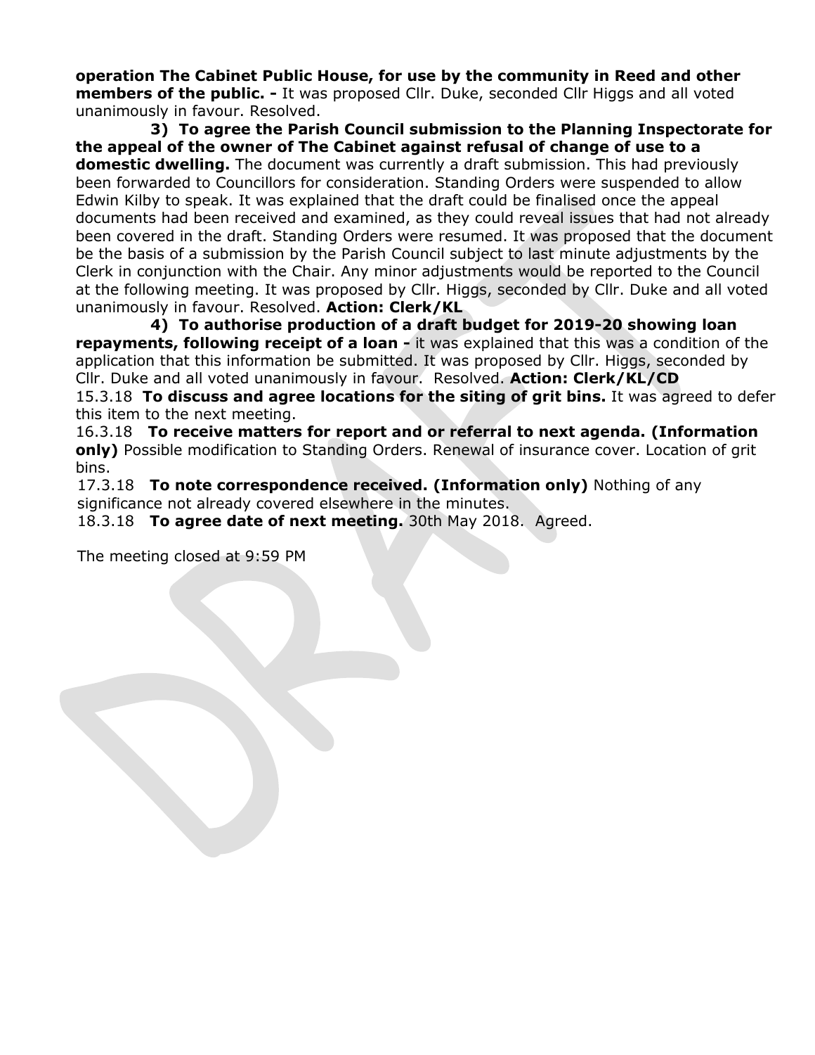**operation The Cabinet Public House, for use by the community in Reed and other members of the public. -** It was proposed Cllr. Duke, seconded Cllr Higgs and all voted unanimously in favour. Resolved.

**3) To agree the Parish Council submission to the Planning Inspectorate for the appeal of the owner of The Cabinet against refusal of change of use to a domestic dwelling.** The document was currently a draft submission. This had previously been forwarded to Councillors for consideration. Standing Orders were suspended to allow Edwin Kilby to speak. It was explained that the draft could be finalised once the appeal documents had been received and examined, as they could reveal issues that had not already been covered in the draft. Standing Orders were resumed. It was proposed that the document be the basis of a submission by the Parish Council subject to last minute adjustments by the Clerk in conjunction with the Chair. Any minor adjustments would be reported to the Council at the following meeting. It was proposed by Cllr. Higgs, seconded by Cllr. Duke and all voted unanimously in favour. Resolved. **Action: Clerk/KL**

**4) To authorise production of a draft budget for 2019-20 showing loan repayments, following receipt of a loan -** it was explained that this was a condition of the application that this information be submitted. It was proposed by Cllr. Higgs, seconded by Cllr. Duke and all voted unanimously in favour. Resolved. **Action: Clerk/KL/CD**

15.3.18 **To discuss and agree locations for the siting of grit bins.** It was agreed to defer this item to the next meeting.

16.3.18 **To receive matters for report and or referral to next agenda. (Information only)** Possible modification to Standing Orders. Renewal of insurance cover. Location of grit bins.

17.3.18 **To note correspondence received. (Information only)** Nothing of any significance not already covered elsewhere in the minutes.

18.3.18 **To agree date of next meeting.** 30th May 2018. Agreed.

The meeting closed at 9:59 PM